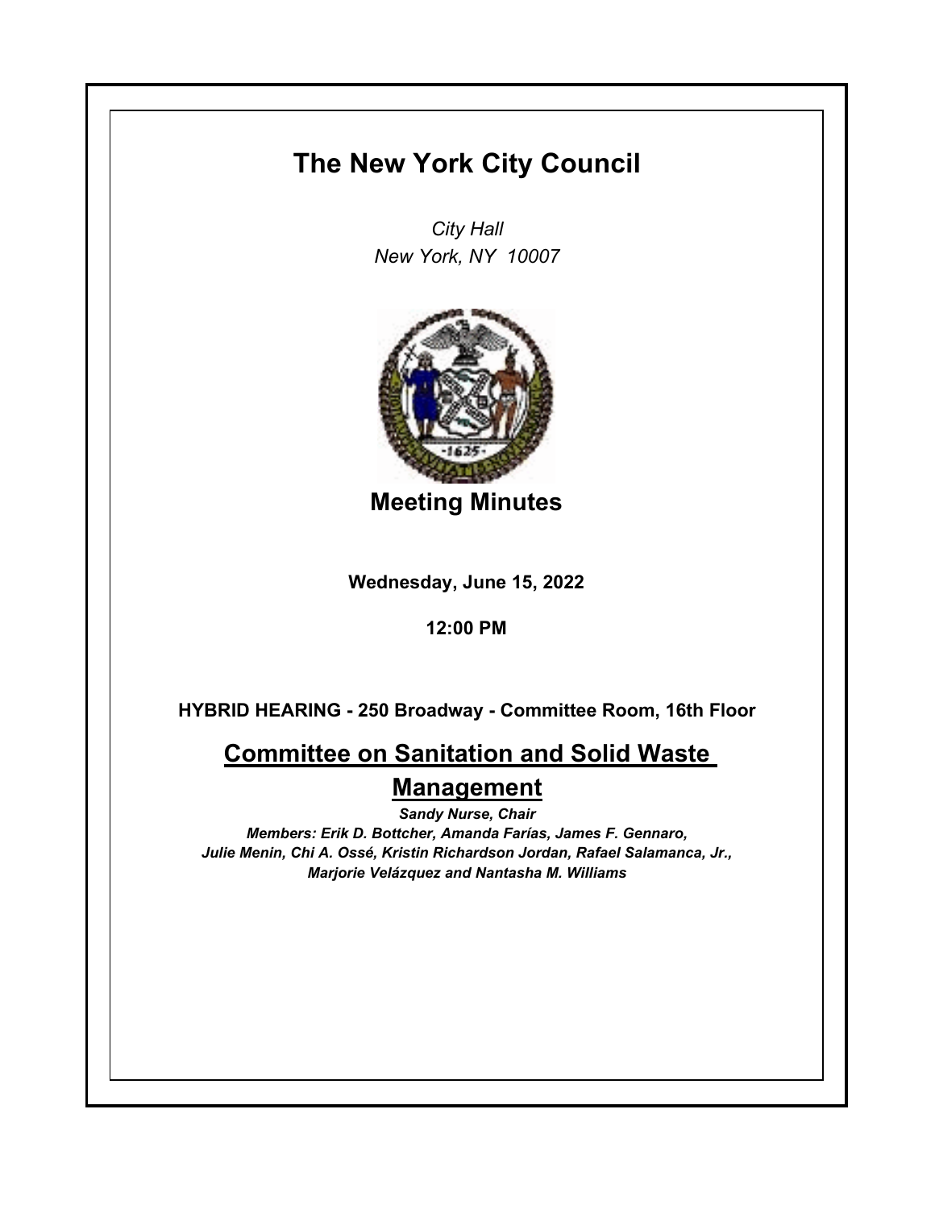# The New York City Council

*City Hall*
*New York, NY 10007*

## Meeting Minutes

**Wednesday, June 15, 2022**

**12:00 PM**

**HYBRID HEARING - 250 Broadway - Committee Room, 16th Floor**

## Committee on Sanitation and Solid Waste Management

***Sandy Nurse, Chair***
***Members: Erik D. Bottcher, Amanda Farías, James F. Gennaro, Julie Menin, Chi A. Ossé, Kristin Richardson Jordan, Rafael Salamanca, Jr., Marjorie Velázquez and Nantasha M. Williams***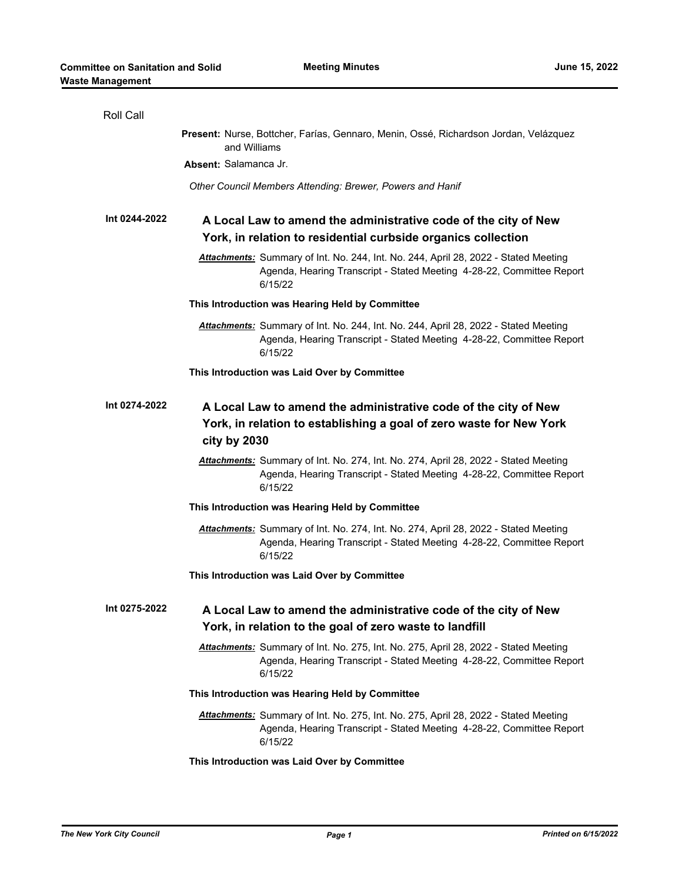Roll Call

**Present:** Nurse, Bottcher, Farías, Gennaro, Menin, Ossé, Richardson Jordan, Velázquez and Williams

**Absent:** Salamanca Jr.

*Other Council Members Attending: Brewer, Powers and Hanif*

**Int 0244-2022**

## A Local Law to amend the administrative code of the city of New York, in relation to residential curbside organics collection

***Attachments:*** Summary of Int. No. 244, Int. No. 244, April 28, 2022 - Stated Meeting Agenda, Hearing Transcript - Stated Meeting 4-28-22, Committee Report 6/15/22

**This Introduction was Hearing Held by Committee**

***Attachments:*** Summary of Int. No. 244, Int. No. 244, April 28, 2022 - Stated Meeting Agenda, Hearing Transcript - Stated Meeting 4-28-22, Committee Report 6/15/22

**This Introduction was Laid Over by Committee**

**Int 0274-2022**

## A Local Law to amend the administrative code of the city of New York, in relation to establishing a goal of zero waste for New York city by 2030

***Attachments:*** Summary of Int. No. 274, Int. No. 274, April 28, 2022 - Stated Meeting Agenda, Hearing Transcript - Stated Meeting 4-28-22, Committee Report 6/15/22

**This Introduction was Hearing Held by Committee**

***Attachments:*** Summary of Int. No. 274, Int. No. 274, April 28, 2022 - Stated Meeting Agenda, Hearing Transcript - Stated Meeting 4-28-22, Committee Report 6/15/22

**This Introduction was Laid Over by Committee**

**Int 0275-2022**

## A Local Law to amend the administrative code of the city of New York, in relation to the goal of zero waste to landfill

***Attachments:*** Summary of Int. No. 275, Int. No. 275, April 28, 2022 - Stated Meeting Agenda, Hearing Transcript - Stated Meeting 4-28-22, Committee Report 6/15/22

**This Introduction was Hearing Held by Committee**

***Attachments:*** Summary of Int. No. 275, Int. No. 275, April 28, 2022 - Stated Meeting Agenda, Hearing Transcript - Stated Meeting 4-28-22, Committee Report 6/15/22

**This Introduction was Laid Over by Committee**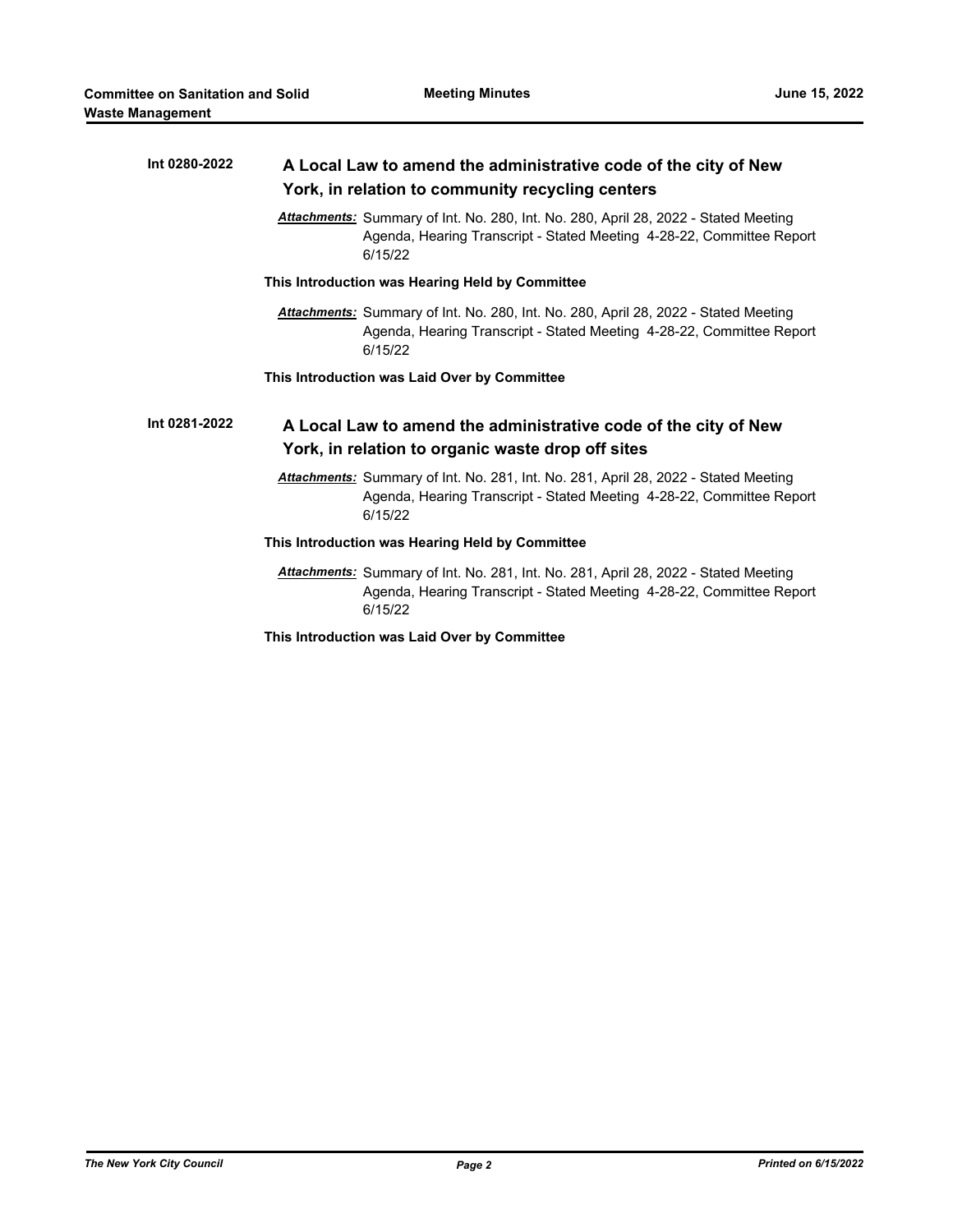**Int 0280-2022** **A Local Law to amend the administrative code of the city of New York, in relation to community recycling centers**

***Attachments:*** Summary of Int. No. 280, Int. No. 280, April 28, 2022 - Stated Meeting Agenda, Hearing Transcript - Stated Meeting 4-28-22, Committee Report 6/15/22

**This Introduction was Hearing Held by Committee**

***Attachments:*** Summary of Int. No. 280, Int. No. 280, April 28, 2022 - Stated Meeting Agenda, Hearing Transcript - Stated Meeting 4-28-22, Committee Report 6/15/22

**This Introduction was Laid Over by Committee**

**Int 0281-2022** **A Local Law to amend the administrative code of the city of New York, in relation to organic waste drop off sites**

***Attachments:*** Summary of Int. No. 281, Int. No. 281, April 28, 2022 - Stated Meeting Agenda, Hearing Transcript - Stated Meeting 4-28-22, Committee Report 6/15/22

**This Introduction was Hearing Held by Committee**

***Attachments:*** Summary of Int. No. 281, Int. No. 281, April 28, 2022 - Stated Meeting Agenda, Hearing Transcript - Stated Meeting 4-28-22, Committee Report 6/15/22

**This Introduction was Laid Over by Committee**